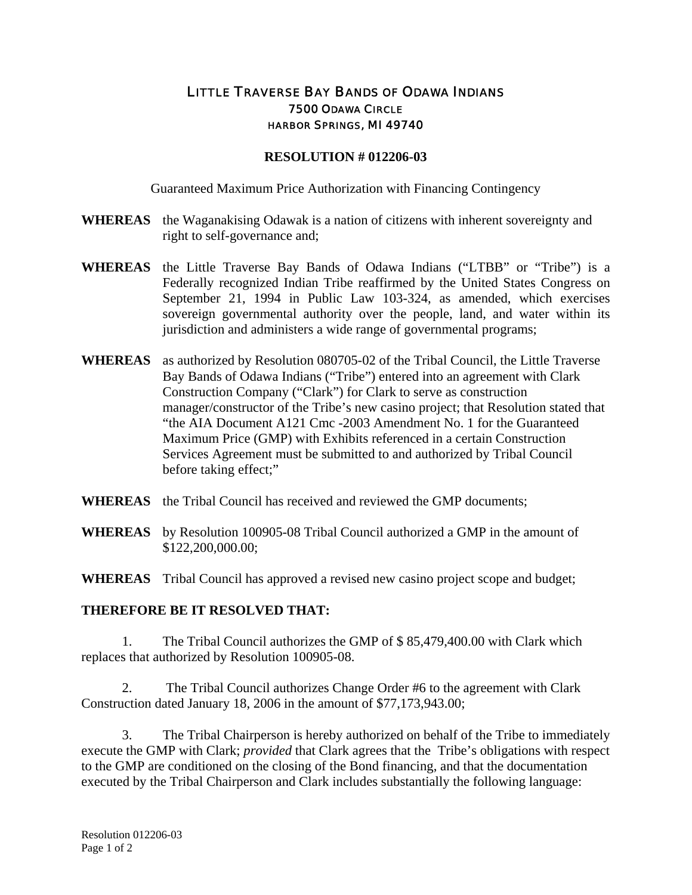# LITTLE TRAVERSE BAY BANDS OF ODAWA INDIANS

7500 ODAWA CIRCLE
HARBOR SPRINGS, MI 49740

## RESOLUTION # 012206-03

Guaranteed Maximum Price Authorization with Financing Contingency

**WHEREAS** the Waganakising Odawak is a nation of citizens with inherent sovereignty and right to self-governance and;

**WHEREAS** the Little Traverse Bay Bands of Odawa Indians ("LTBB" or "Tribe") is a Federally recognized Indian Tribe reaffirmed by the United States Congress on September 21, 1994 in Public Law 103-324, as amended, which exercises sovereign governmental authority over the people, land, and water within its jurisdiction and administers a wide range of governmental programs;

**WHEREAS** as authorized by Resolution 080705-02 of the Tribal Council, the Little Traverse Bay Bands of Odawa Indians ("Tribe") entered into an agreement with Clark Construction Company ("Clark") for Clark to serve as construction manager/constructor of the Tribe's new casino project; that Resolution stated that "the AIA Document A121 Cmc -2003 Amendment No. 1 for the Guaranteed Maximum Price (GMP) with Exhibits referenced in a certain Construction Services Agreement must be submitted to and authorized by Tribal Council before taking effect;"

**WHEREAS** the Tribal Council has received and reviewed the GMP documents;

**WHEREAS** by Resolution 100905-08 Tribal Council authorized a GMP in the amount of $122,200,000.00;

**WHEREAS** Tribal Council has approved a revised new casino project scope and budget;

**THEREFORE BE IT RESOLVED THAT:**

1. The Tribal Council authorizes the GMP of $ 85,479,400.00 with Clark which replaces that authorized by Resolution 100905-08.

2. The Tribal Council authorizes Change Order #6 to the agreement with Clark Construction dated January 18, 2006 in the amount of $77,173,943.00;

3. The Tribal Chairperson is hereby authorized on behalf of the Tribe to immediately execute the GMP with Clark; *provided* that Clark agrees that the Tribe's obligations with respect to the GMP are conditioned on the closing of the Bond financing, and that the documentation executed by the Tribal Chairperson and Clark includes substantially the following language: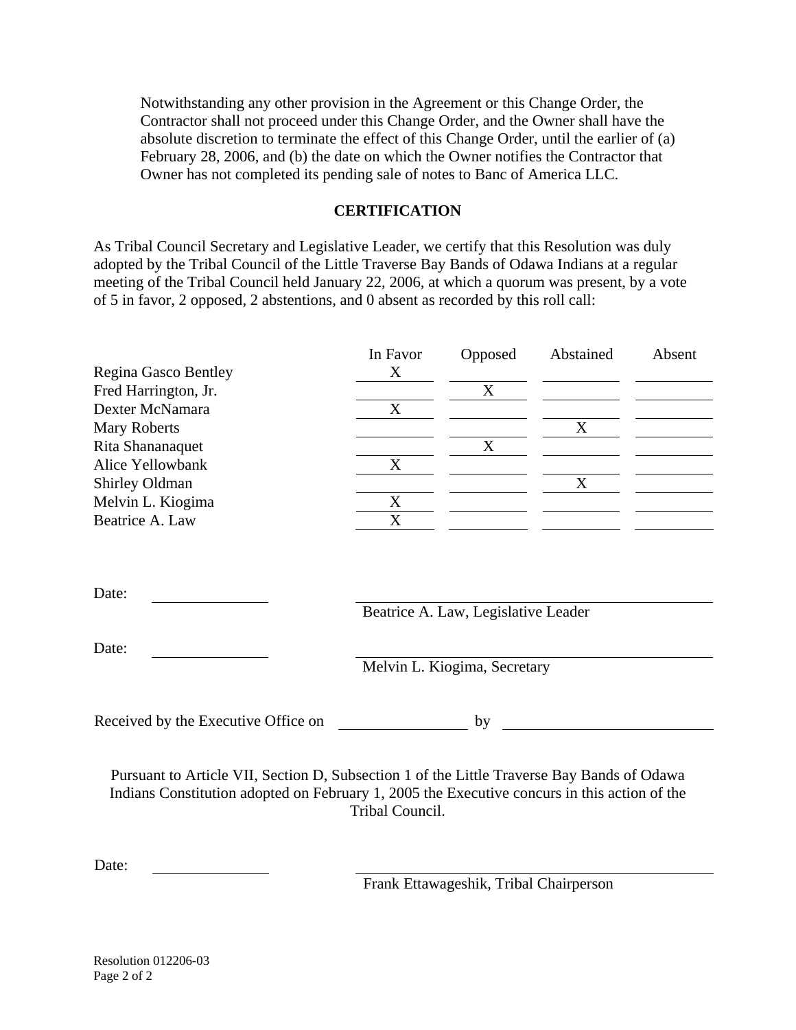Notwithstanding any other provision in the Agreement or this Change Order, the Contractor shall not proceed under this Change Order, and the Owner shall have the absolute discretion to terminate the effect of this Change Order, until the earlier of (a) February 28, 2006, and (b) the date on which the Owner notifies the Contractor that Owner has not completed its pending sale of notes to Banc of America LLC.

## CERTIFICATION

As Tribal Council Secretary and Legislative Leader, we certify that this Resolution was duly adopted by the Tribal Council of the Little Traverse Bay Bands of Odawa Indians at a regular meeting of the Tribal Council held January 22, 2006, at which a quorum was present, by a vote of 5 in favor, 2 opposed, 2 abstentions, and 0 absent as recorded by this roll call:

| | In Favor | Opposed | Abstained | Absent |
|---|---|---|---|---|
| Regina Gasco Bentley | X | | | |
| Fred Harrington, Jr. | | X | | |
| Dexter McNamara | X | | | |
| Mary Roberts | | | X | |
| Rita Shananaquet | | X | | |
| Alice Yellowbank | X | | | |
| Shirley Oldman | | | X | |
| Melvin L. Kiogima | X | | | |
| Beatrice A. Law | X | | | |

Date: \_\_\_\_\_\_\_\_\_\_\_\_\_\_\_ \_\_\_\_\_\_\_\_\_\_\_\_\_\_\_\_\_\_\_\_\_\_\_\_\_\_\_\_\_\_\_\_\_\_\_\_
Beatrice A. Law, Legislative Leader

Date: \_\_\_\_\_\_\_\_\_\_\_\_\_\_\_ \_\_\_\_\_\_\_\_\_\_\_\_\_\_\_\_\_\_\_\_\_\_\_\_\_\_\_\_\_\_\_\_\_\_\_\_
Melvin L. Kiogima, Secretary

Received by the Executive Office on \_\_\_\_\_\_\_\_\_\_\_\_\_\_\_ by \_\_\_\_\_\_\_\_\_\_\_\_\_\_\_\_\_\_\_\_\_\_\_\_\_

Pursuant to Article VII, Section D, Subsection 1 of the Little Traverse Bay Bands of Odawa Indians Constitution adopted on February 1, 2005 the Executive concurs in this action of the Tribal Council.

Date: \_\_\_\_\_\_\_\_\_\_\_\_\_\_\_ \_\_\_\_\_\_\_\_\_\_\_\_\_\_\_\_\_\_\_\_\_\_\_\_\_\_\_\_\_\_\_\_\_\_\_\_
Frank Ettawageshik, Tribal Chairperson

Resolution 012206-03